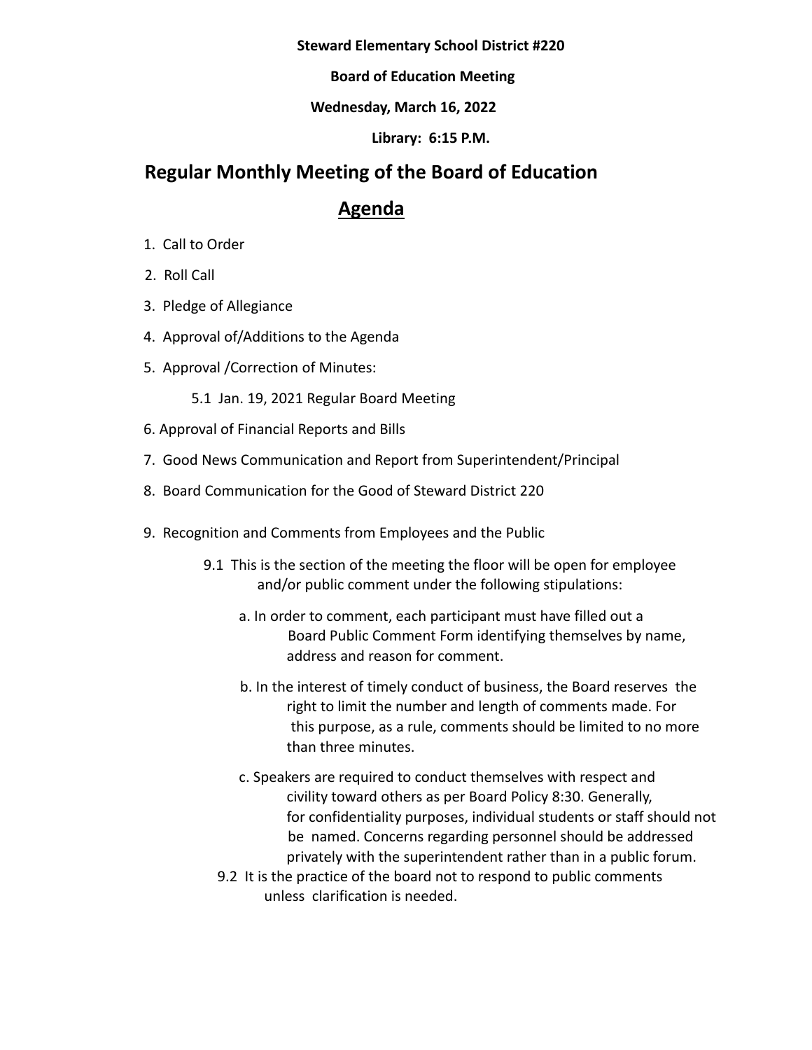**Steward Elementary School District #220**

**Board of Education Meeting**

**Wednesday, March 16, 2022**

**Library: 6:15 P.M.**

# Regular Monthly Meeting of the Board of Education

## <u>Agenda</u>

1. Call to Order
2. Roll Call
3. Pledge of Allegiance
4. Approval of/Additions to the Agenda
5. Approval /Correction of Minutes:
   - 5.1 Jan. 19, 2021 Regular Board Meeting
6. Approval of Financial Reports and Bills
7. Good News Communication and Report from Superintendent/Principal
8. Board Communication for the Good of Steward District 220
9. Recognition and Comments from Employees and the Public
   - 9.1 This is the section of the meeting the floor will be open for employee and/or public comment under the following stipulations:
     - a. In order to comment, each participant must have filled out a Board Public Comment Form identifying themselves by name, address and reason for comment.
     - b. In the interest of timely conduct of business, the Board reserves the right to limit the number and length of comments made. For this purpose, as a rule, comments should be limited to no more than three minutes.
     - c. Speakers are required to conduct themselves with respect and civility toward others as per Board Policy 8:30. Generally, for confidentiality purposes, individual students or staff should not be named. Concerns regarding personnel should be addressed privately with the superintendent rather than in a public forum.
   - 9.2 It is the practice of the board not to respond to public comments unless clarification is needed.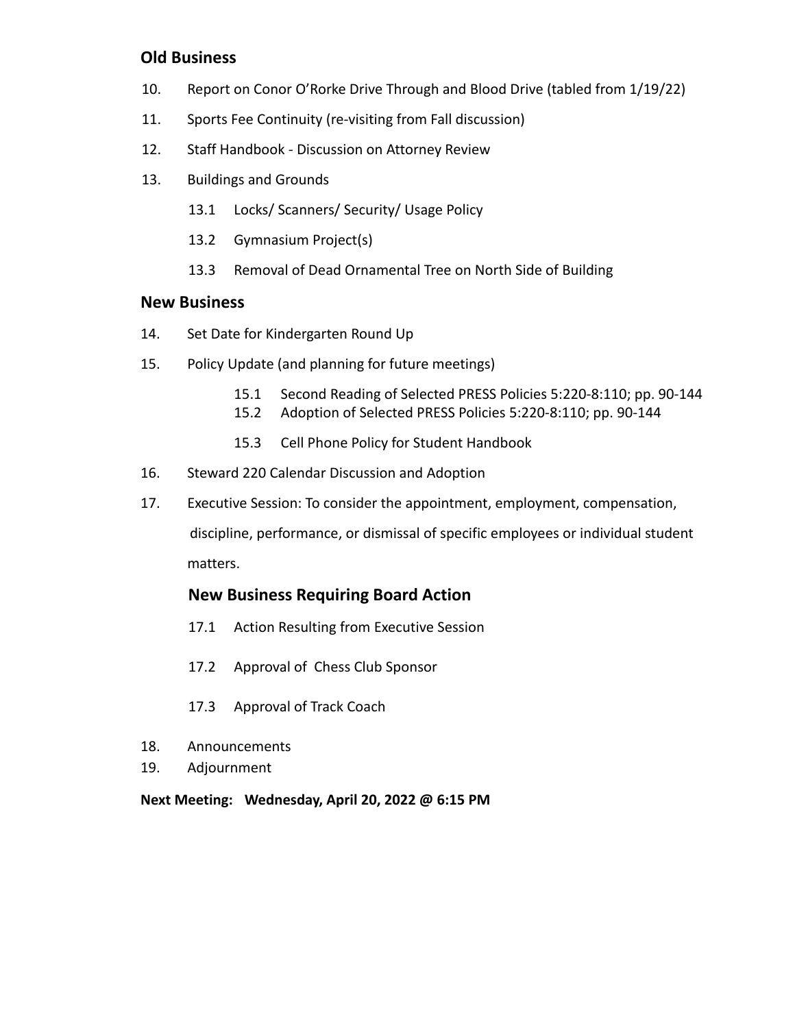## Old Business

10. Report on Conor O'Rorke Drive Through and Blood Drive (tabled from 1/19/22)
11. Sports Fee Continuity (re-visiting from Fall discussion)
12. Staff Handbook - Discussion on Attorney Review
13. Buildings and Grounds
    - 13.1 Locks/ Scanners/ Security/ Usage Policy
    - 13.2 Gymnasium Project(s)
    - 13.3 Removal of Dead Ornamental Tree on North Side of Building

## New Business

14. Set Date for Kindergarten Round Up
15. Policy Update (and planning for future meetings)
    - 15.1 Second Reading of Selected PRESS Policies 5:220-8:110; pp. 90-144
    - 15.2 Adoption of Selected PRESS Policies 5:220-8:110; pp. 90-144
    - 15.3 Cell Phone Policy for Student Handbook
16. Steward 220 Calendar Discussion and Adoption
17. Executive Session: To consider the appointment, employment, compensation, discipline, performance, or dismissal of specific employees or individual student matters.

### New Business Requiring Board Action

- 17.1 Action Resulting from Executive Session
- 17.2 Approval of Chess Club Sponsor
- 17.3 Approval of Track Coach

18. Announcements
19. Adjournment

**Next Meeting: Wednesday, April 20, 2022 @ 6:15 PM**